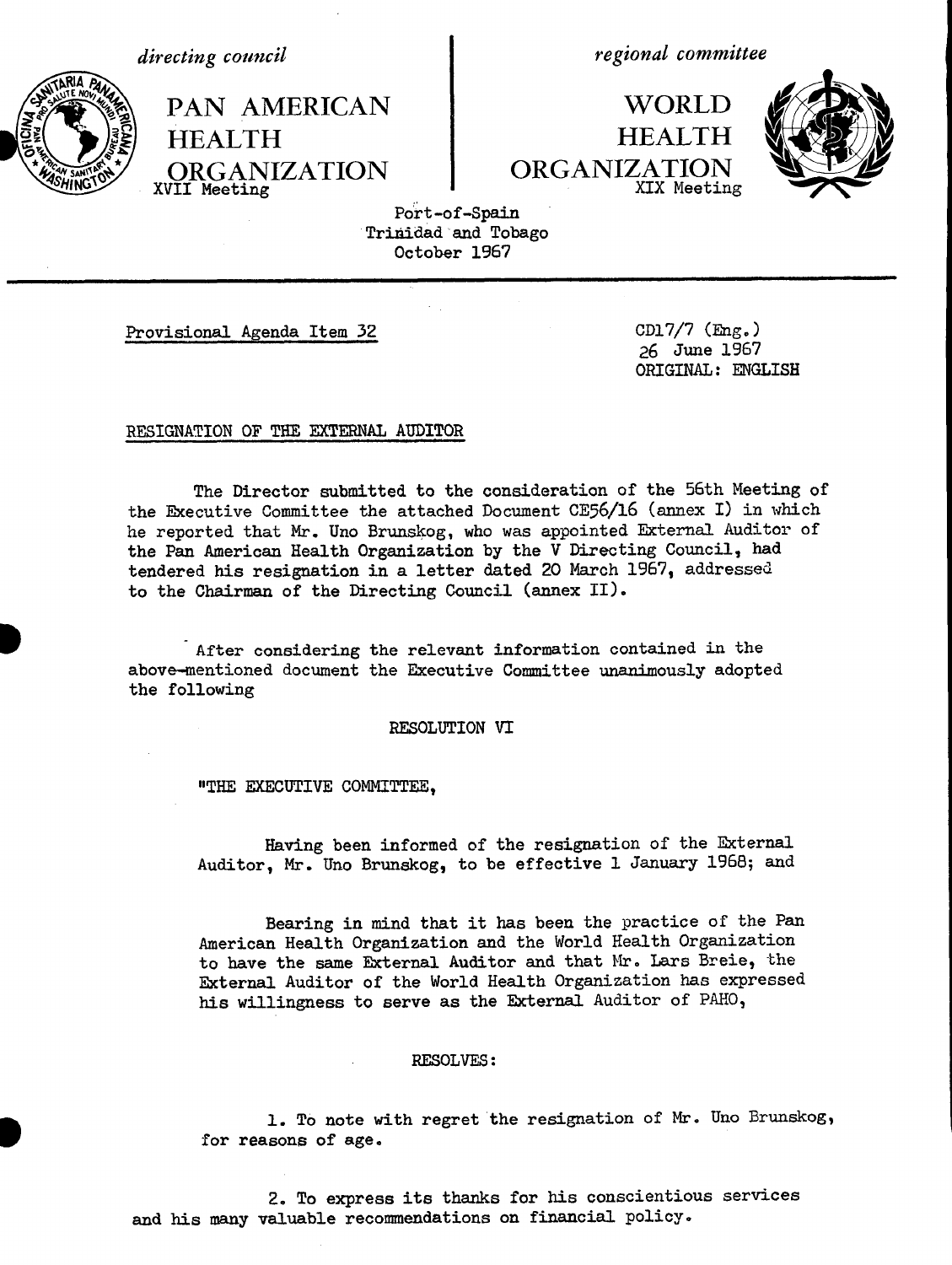*directing council*

PAN AMERICAN HEALTH ORGANIZATION
XVII Meeting

*regional committee*

WORLD HEALTH ORGANIZATION
XIX Meeting

Port-of-Spain
Trinidad and Tobago
October 1967

Provisional Agenda Item 32

CD17/7 (Eng.)
26 June 1967
ORIGINAL: ENGLISH

RESIGNATION OF THE EXTERNAL AUDITOR

The Director submitted to the consideration of the 56th Meeting of the Executive Committee the attached Document CE56/16 (annex I) in which he reported that Mr. Uno Brunskog, who was appointed External Auditor of the Pan American Health Organization by the V Directing Council, had tendered his resignation in a letter dated 20 March 1967, addressed to the Chairman of the Directing Council (annex II).

After considering the relevant information contained in the above-mentioned document the Executive Committee unanimously adopted the following

RESOLUTION VI

"THE EXECUTIVE COMMITTEE,

Having been informed of the resignation of the External Auditor, Mr. Uno Brunskog, to be effective 1 January 1968; and

Bearing in mind that it has been the practice of the Pan American Health Organization and the World Health Organization to have the same External Auditor and that Mr. Lars Breie, the External Auditor of the World Health Organization has expressed his willingness to serve as the External Auditor of PAHO,

RESOLVES:

1. To note with regret the resignation of Mr. Uno Brunskog, for reasons of age.

2. To express its thanks for his conscientious services and his many valuable recommendations on financial policy.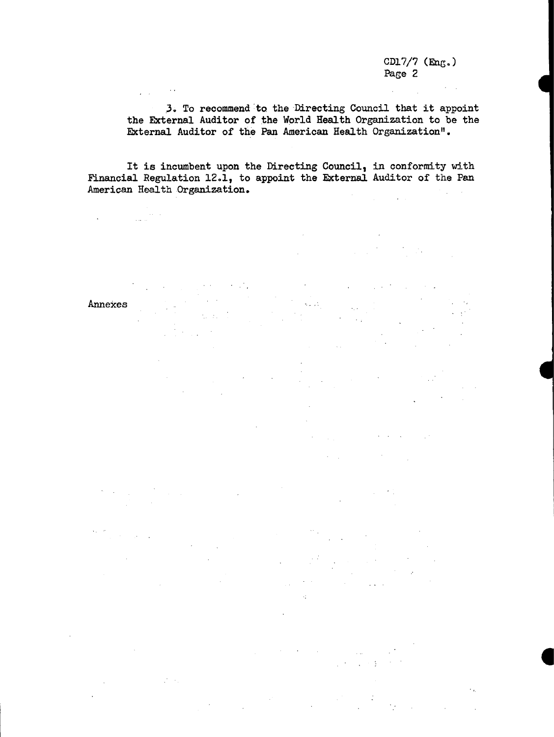3. To recommend to the Directing Council that it appoint the External Auditor of the World Health Organization to be the External Auditor of the Pan American Health Organization".

It is incumbent upon the Directing Council, in conformity with Financial Regulation 12.1, to appoint the External Auditor of the Pan American Health Organization.

Annexes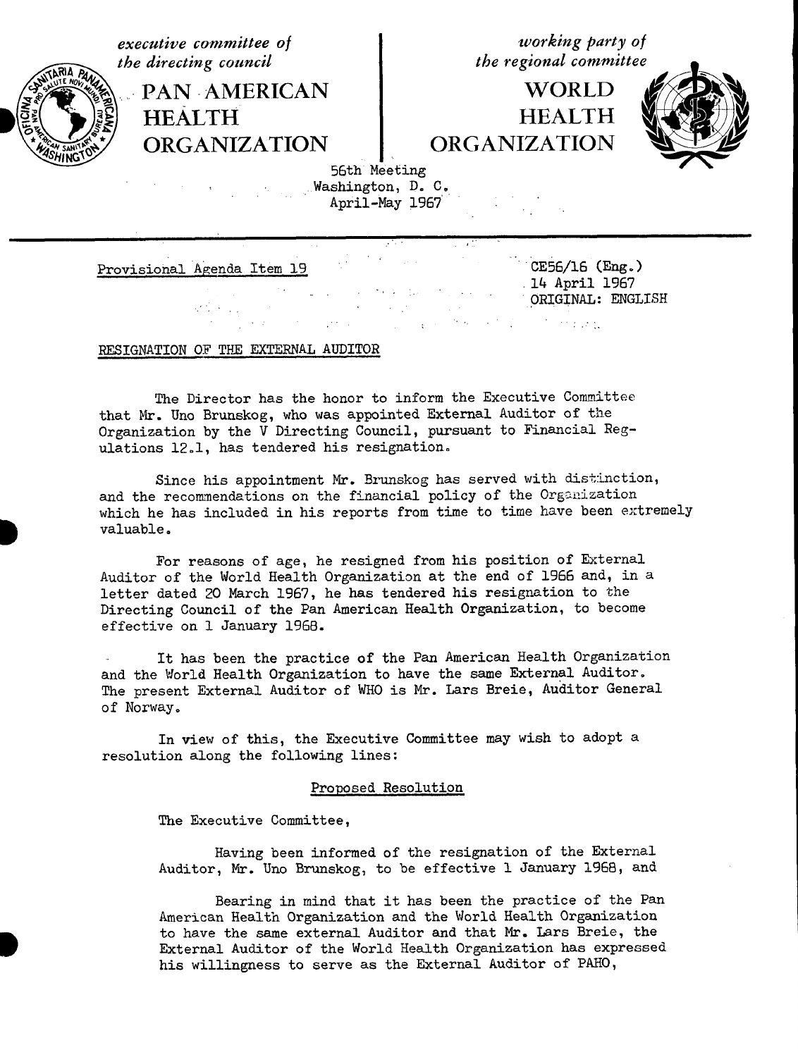*executive committee of the directing council*

**PAN AMERICAN HEALTH ORGANIZATION**

*working party of the regional committee*

**WORLD HEALTH ORGANIZATION**

56th Meeting
Washington, D. C.
April-May 1967

Provisional Agenda Item 19

CE56/16 (Eng.)
14 April 1967
ORIGINAL: ENGLISH

RESIGNATION OF THE EXTERNAL AUDITOR

The Director has the honor to inform the Executive Committee that Mr. Uno Brunskog, who was appointed External Auditor of the Organization by the V Directing Council, pursuant to Financial Regulations 12.1, has tendered his resignation.

Since his appointment Mr. Brunskog has served with distinction, and the recommendations on the financial policy of the Organization which he has included in his reports from time to time have been extremely valuable.

For reasons of age, he resigned from his position of External Auditor of the World Health Organization at the end of 1966 and, in a letter dated 20 March 1967, he has tendered his resignation to the Directing Council of the Pan American Health Organization, to become effective on 1 January 1968.

It has been the practice of the Pan American Health Organization and the World Health Organization to have the same External Auditor. The present External Auditor of WHO is Mr. Lars Breie, Auditor General of Norway.

In view of this, the Executive Committee may wish to adopt a resolution along the following lines:

Proposed Resolution

The Executive Committee,

Having been informed of the resignation of the External Auditor, Mr. Uno Brunskog, to be effective 1 January 1968, and

Bearing in mind that it has been the practice of the Pan American Health Organization and the World Health Organization to have the same external Auditor and that Mr. Lars Breie, the External Auditor of the World Health Organization has expressed his willingness to serve as the External Auditor of PAHO,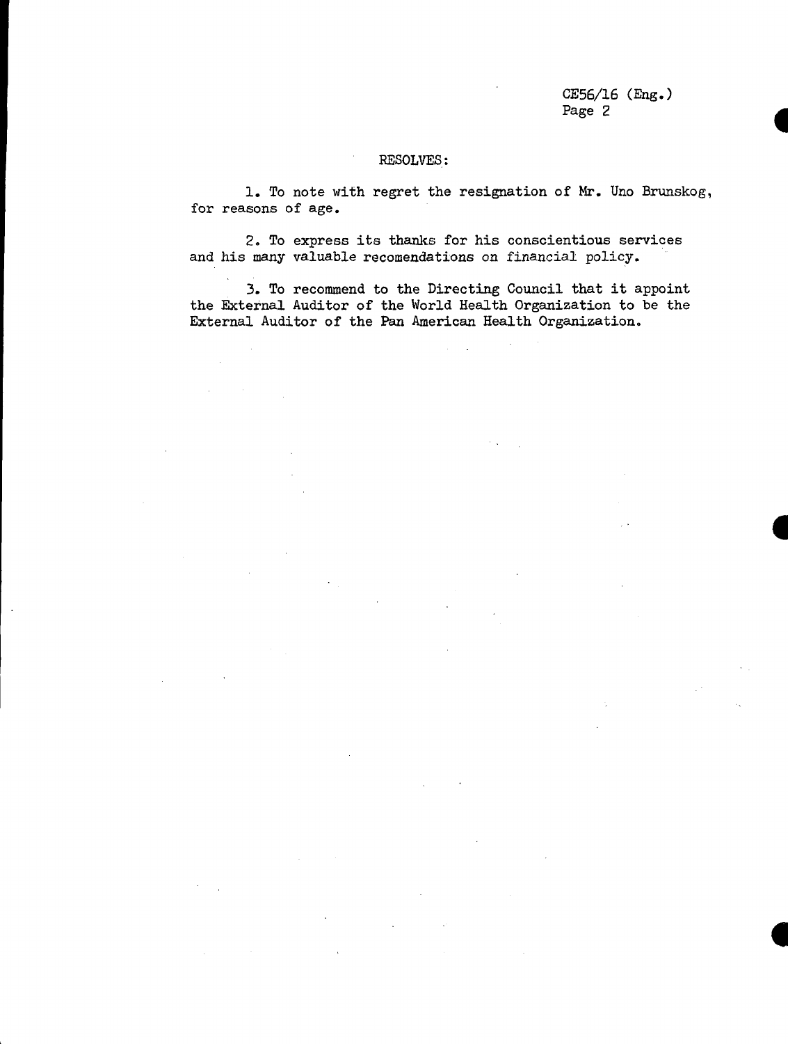RESOLVES:

1. To note with regret the resignation of Mr. Uno Brunskog, for reasons of age.

2. To express its thanks for his conscientious services and his many valuable recomendations on financial policy.

3. To recommend to the Directing Council that it appoint the External Auditor of the World Health Organization to be the External Auditor of the Pan American Health Organization.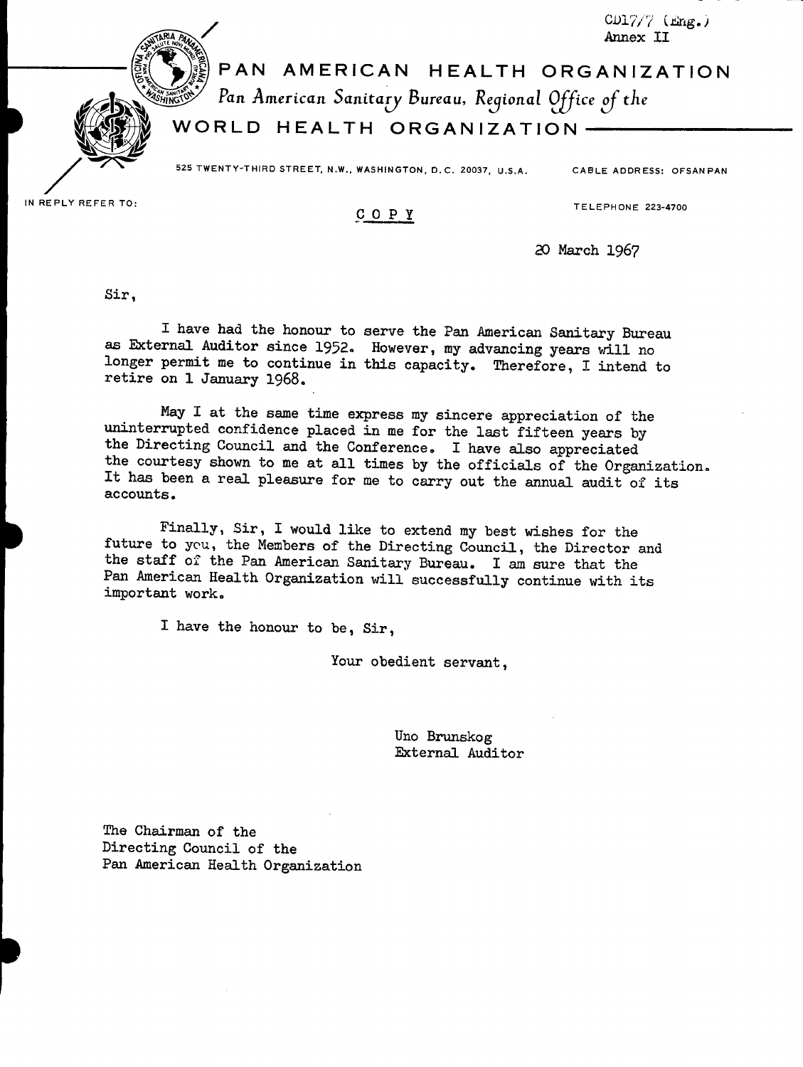CD17/7 (Eng.)
Annex II

# PAN AMERICAN HEALTH ORGANIZATION

*Pan American Sanitary Bureau, Regional Office of the*

## WORLD HEALTH ORGANIZATION

525 TWENTY-THIRD STREET, N.W., WASHINGTON, D.C. 20037, U.S.A.     CABLE ADDRESS: OFSANPAN

IN REPLY REFER TO:     TELEPHONE 223-4700

C O P Y

20 March 1967

Sir,

I have had the honour to serve the Pan American Sanitary Bureau as External Auditor since 1952. However, my advancing years will no longer permit me to continue in this capacity. Therefore, I intend to retire on 1 January 1968.

May I at the same time express my sincere appreciation of the uninterrupted confidence placed in me for the last fifteen years by the Directing Council and the Conference. I have also appreciated the courtesy shown to me at all times by the officials of the Organization. It has been a real pleasure for me to carry out the annual audit of its accounts.

Finally, Sir, I would like to extend my best wishes for the future to you, the Members of the Directing Council, the Director and the staff of the Pan American Sanitary Bureau. I am sure that the Pan American Health Organization will successfully continue with its important work.

I have the honour to be, Sir,

Your obedient servant,

Uno Brunskog
External Auditor

The Chairman of the
Directing Council of the
Pan American Health Organization